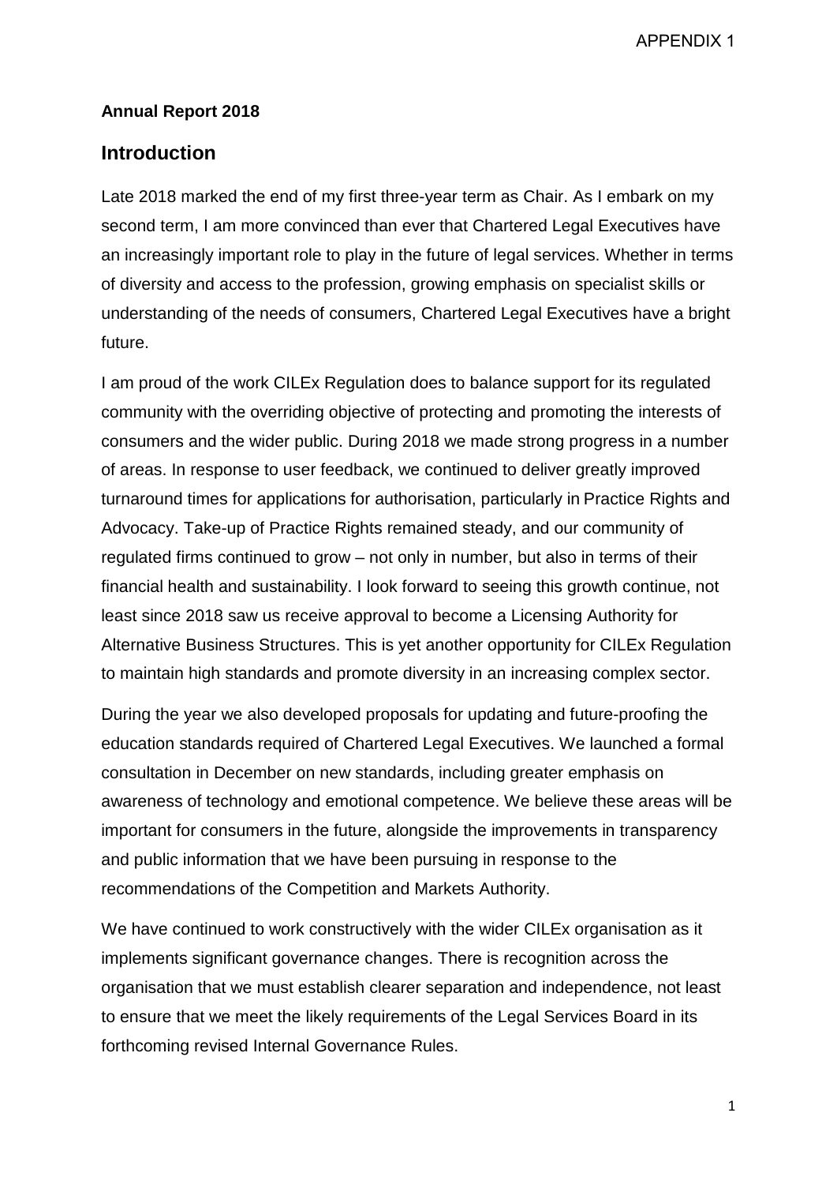APPENDIX 1

**Annual Report 2018**

## Introduction

Late 2018 marked the end of my first three-year term as Chair. As I embark on my second term, I am more convinced than ever that Chartered Legal Executives have an increasingly important role to play in the future of legal services. Whether in terms of diversity and access to the profession, growing emphasis on specialist skills or understanding of the needs of consumers, Chartered Legal Executives have a bright future.

I am proud of the work CILEx Regulation does to balance support for its regulated community with the overriding objective of protecting and promoting the interests of consumers and the wider public. During 2018 we made strong progress in a number of areas. In response to user feedback, we continued to deliver greatly improved turnaround times for applications for authorisation, particularly in Practice Rights and Advocacy. Take-up of Practice Rights remained steady, and our community of regulated firms continued to grow – not only in number, but also in terms of their financial health and sustainability. I look forward to seeing this growth continue, not least since 2018 saw us receive approval to become a Licensing Authority for Alternative Business Structures. This is yet another opportunity for CILEx Regulation to maintain high standards and promote diversity in an increasing complex sector.

During the year we also developed proposals for updating and future-proofing the education standards required of Chartered Legal Executives. We launched a formal consultation in December on new standards, including greater emphasis on awareness of technology and emotional competence. We believe these areas will be important for consumers in the future, alongside the improvements in transparency and public information that we have been pursuing in response to the recommendations of the Competition and Markets Authority.

We have continued to work constructively with the wider CILEx organisation as it implements significant governance changes. There is recognition across the organisation that we must establish clearer separation and independence, not least to ensure that we meet the likely requirements of the Legal Services Board in its forthcoming revised Internal Governance Rules.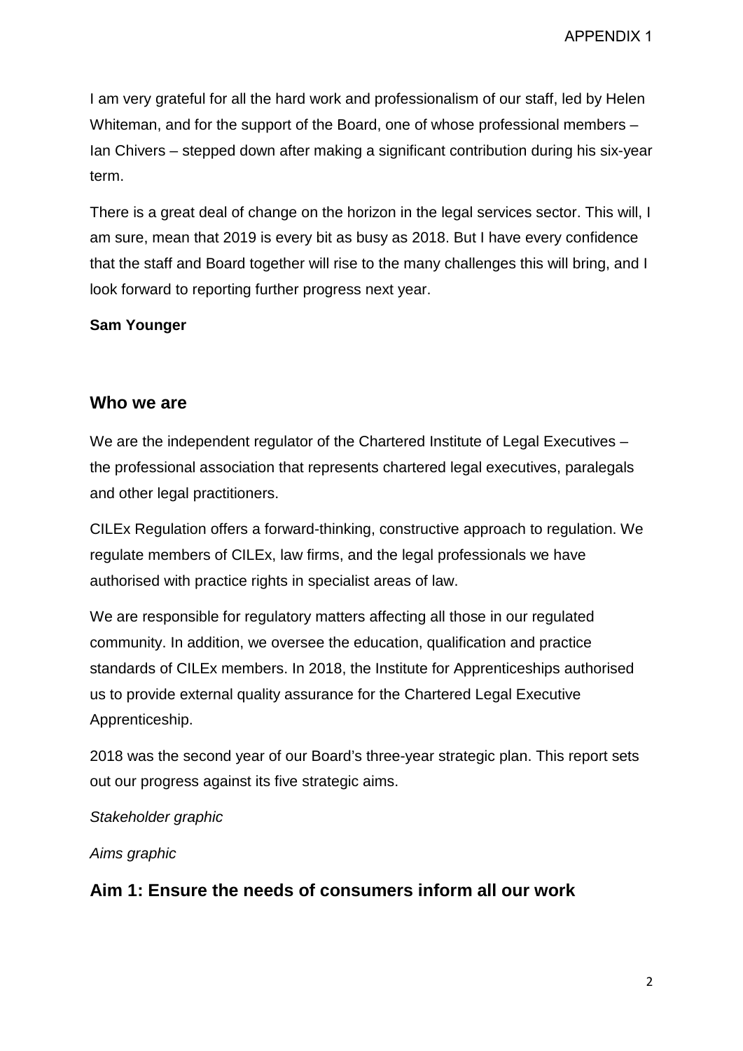I am very grateful for all the hard work and professionalism of our staff, led by Helen Whiteman, and for the support of the Board, one of whose professional members – Ian Chivers – stepped down after making a significant contribution during his six-year term.

There is a great deal of change on the horizon in the legal services sector. This will, I am sure, mean that 2019 is every bit as busy as 2018. But I have every confidence that the staff and Board together will rise to the many challenges this will bring, and I look forward to reporting further progress next year.

**Sam Younger**

## Who we are

We are the independent regulator of the Chartered Institute of Legal Executives – the professional association that represents chartered legal executives, paralegals and other legal practitioners.

CILEx Regulation offers a forward-thinking, constructive approach to regulation. We regulate members of CILEx, law firms, and the legal professionals we have authorised with practice rights in specialist areas of law.

We are responsible for regulatory matters affecting all those in our regulated community. In addition, we oversee the education, qualification and practice standards of CILEx members. In 2018, the Institute for Apprenticeships authorised us to provide external quality assurance for the Chartered Legal Executive Apprenticeship.

2018 was the second year of our Board's three-year strategic plan. This report sets out our progress against its five strategic aims.

*Stakeholder graphic*

*Aims graphic*

## Aim 1: Ensure the needs of consumers inform all our work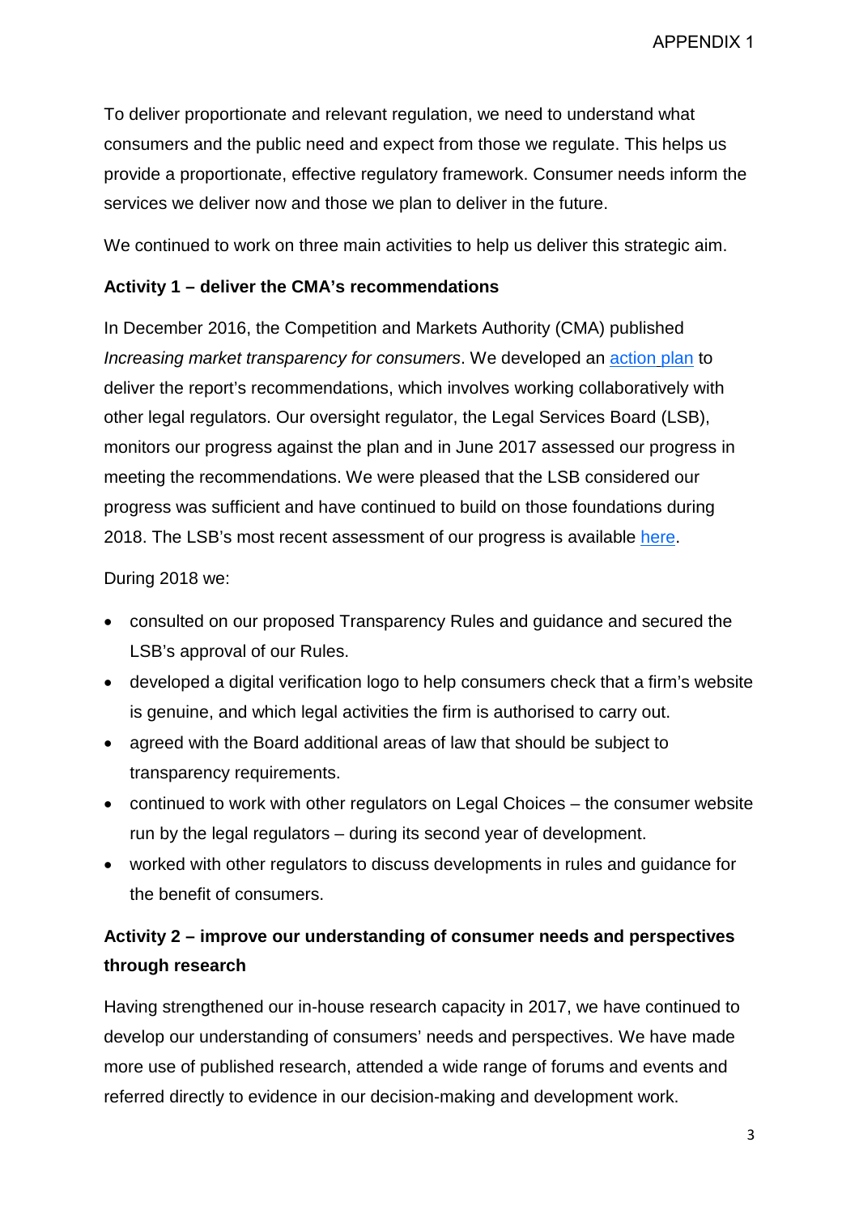To deliver proportionate and relevant regulation, we need to understand what consumers and the public need and expect from those we regulate. This helps us provide a proportionate, effective regulatory framework. Consumer needs inform the services we deliver now and those we plan to deliver in the future.

We continued to work on three main activities to help us deliver this strategic aim.

**Activity 1 – deliver the CMA's recommendations**

In December 2016, the Competition and Markets Authority (CMA) published *Increasing market transparency for consumers*. We developed an action plan to deliver the report's recommendations, which involves working collaboratively with other legal regulators. Our oversight regulator, the Legal Services Board (LSB), monitors our progress against the plan and in June 2017 assessed our progress in meeting the recommendations. We were pleased that the LSB considered our progress was sufficient and have continued to build on those foundations during 2018. The LSB's most recent assessment of our progress is available here.

During 2018 we:

- consulted on our proposed Transparency Rules and guidance and secured the LSB's approval of our Rules.
- developed a digital verification logo to help consumers check that a firm's website is genuine, and which legal activities the firm is authorised to carry out.
- agreed with the Board additional areas of law that should be subject to transparency requirements.
- continued to work with other regulators on Legal Choices – the consumer website run by the legal regulators – during its second year of development.
- worked with other regulators to discuss developments in rules and guidance for the benefit of consumers.

**Activity 2 – improve our understanding of consumer needs and perspectives through research**

Having strengthened our in-house research capacity in 2017, we have continued to develop our understanding of consumers' needs and perspectives. We have made more use of published research, attended a wide range of forums and events and referred directly to evidence in our decision-making and development work.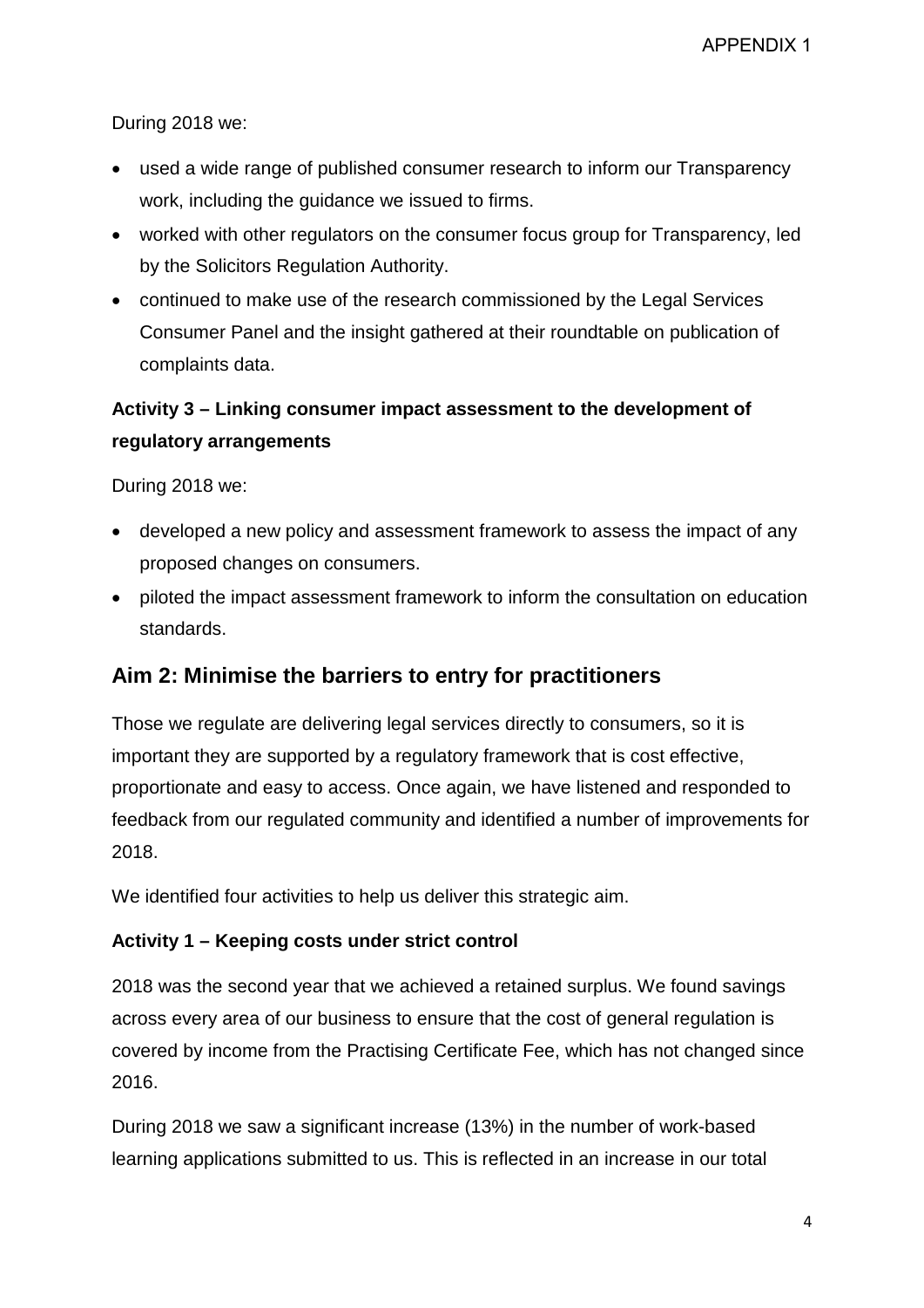During 2018 we:

- used a wide range of published consumer research to inform our Transparency work, including the guidance we issued to firms.
- worked with other regulators on the consumer focus group for Transparency, led by the Solicitors Regulation Authority.
- continued to make use of the research commissioned by the Legal Services Consumer Panel and the insight gathered at their roundtable on publication of complaints data.

### Activity 3 – Linking consumer impact assessment to the development of regulatory arrangements

During 2018 we:

- developed a new policy and assessment framework to assess the impact of any proposed changes on consumers.
- piloted the impact assessment framework to inform the consultation on education standards.

## Aim 2: Minimise the barriers to entry for practitioners

Those we regulate are delivering legal services directly to consumers, so it is important they are supported by a regulatory framework that is cost effective, proportionate and easy to access. Once again, we have listened and responded to feedback from our regulated community and identified a number of improvements for 2018.

We identified four activities to help us deliver this strategic aim.

### Activity 1 – Keeping costs under strict control

2018 was the second year that we achieved a retained surplus. We found savings across every area of our business to ensure that the cost of general regulation is covered by income from the Practising Certificate Fee, which has not changed since 2016.

During 2018 we saw a significant increase (13%) in the number of work-based learning applications submitted to us. This is reflected in an increase in our total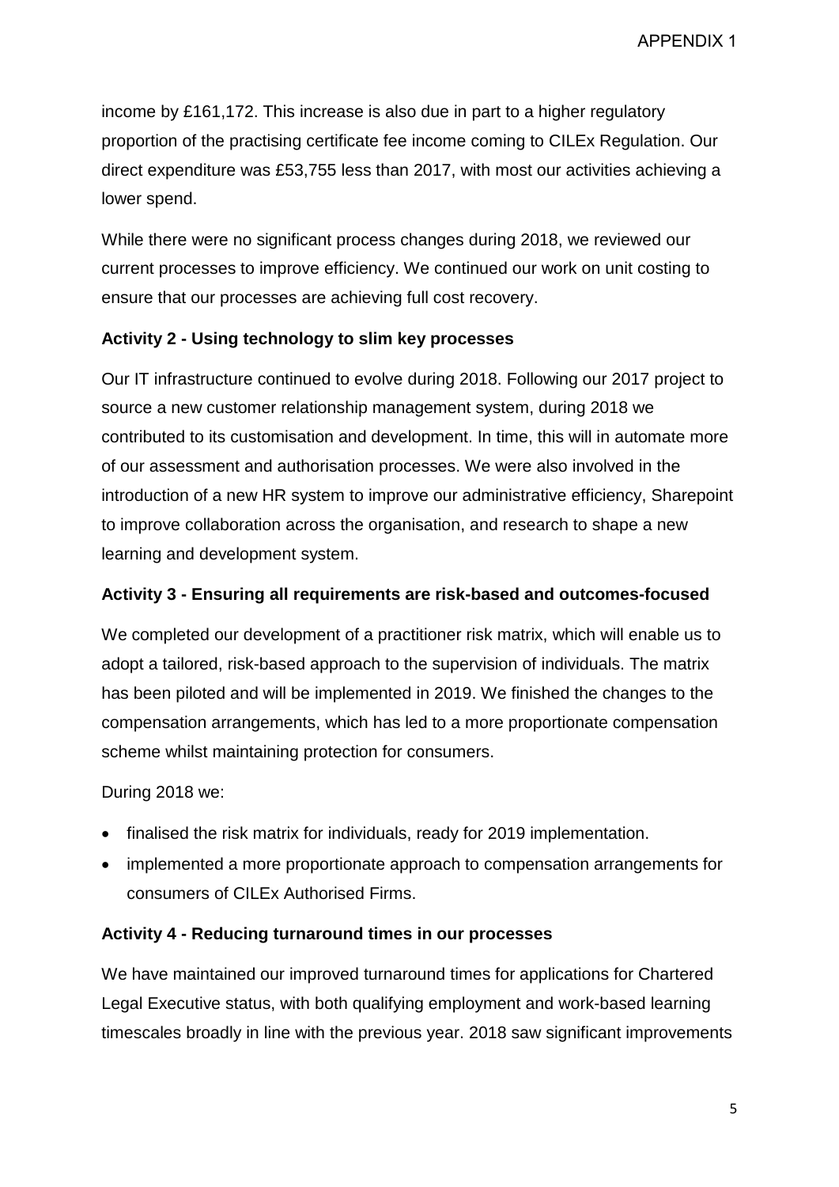income by £161,172. This increase is also due in part to a higher regulatory proportion of the practising certificate fee income coming to CILEx Regulation. Our direct expenditure was £53,755 less than 2017, with most our activities achieving a lower spend.

While there were no significant process changes during 2018, we reviewed our current processes to improve efficiency. We continued our work on unit costing to ensure that our processes are achieving full cost recovery.

**Activity 2 - Using technology to slim key processes**

Our IT infrastructure continued to evolve during 2018. Following our 2017 project to source a new customer relationship management system, during 2018 we contributed to its customisation and development. In time, this will in automate more of our assessment and authorisation processes. We were also involved in the introduction of a new HR system to improve our administrative efficiency, Sharepoint to improve collaboration across the organisation, and research to shape a new learning and development system.

**Activity 3 - Ensuring all requirements are risk-based and outcomes-focused**

We completed our development of a practitioner risk matrix, which will enable us to adopt a tailored, risk-based approach to the supervision of individuals. The matrix has been piloted and will be implemented in 2019. We finished the changes to the compensation arrangements, which has led to a more proportionate compensation scheme whilst maintaining protection for consumers.

During 2018 we:

- finalised the risk matrix for individuals, ready for 2019 implementation.
- implemented a more proportionate approach to compensation arrangements for consumers of CILEx Authorised Firms.

**Activity 4 - Reducing turnaround times in our processes**

We have maintained our improved turnaround times for applications for Chartered Legal Executive status, with both qualifying employment and work-based learning timescales broadly in line with the previous year. 2018 saw significant improvements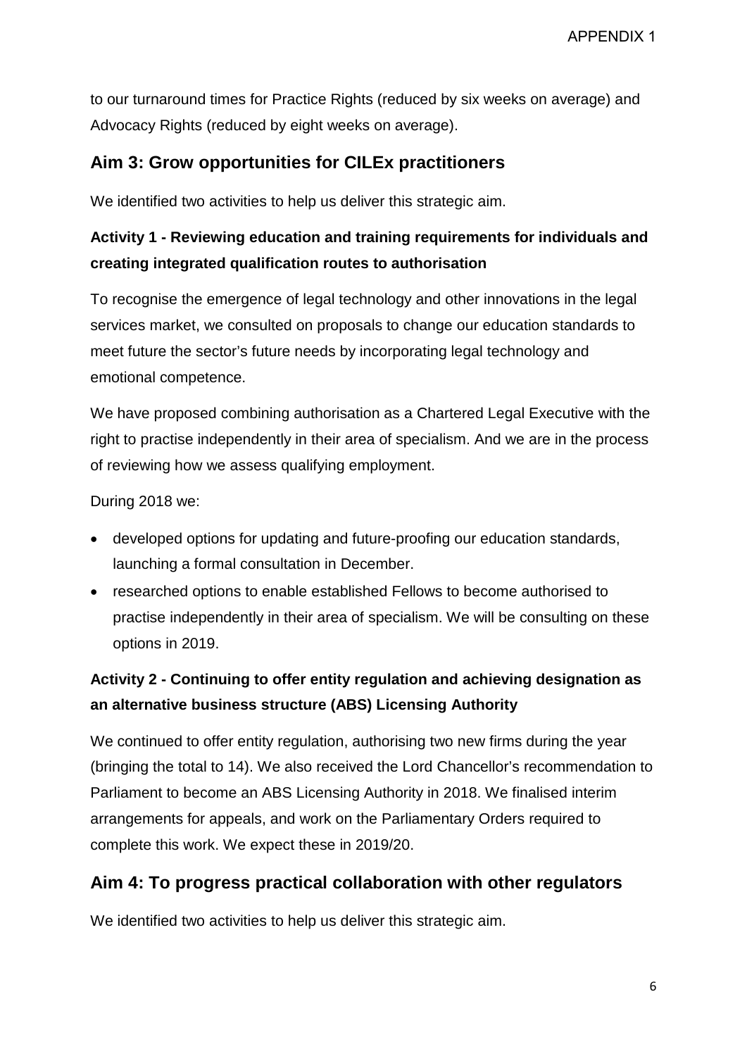to our turnaround times for Practice Rights (reduced by six weeks on average) and Advocacy Rights (reduced by eight weeks on average).

## Aim 3: Grow opportunities for CILEx practitioners

We identified two activities to help us deliver this strategic aim.

### Activity 1 - Reviewing education and training requirements for individuals and creating integrated qualification routes to authorisation

To recognise the emergence of legal technology and other innovations in the legal services market, we consulted on proposals to change our education standards to meet future the sector's future needs by incorporating legal technology and emotional competence.

We have proposed combining authorisation as a Chartered Legal Executive with the right to practise independently in their area of specialism. And we are in the process of reviewing how we assess qualifying employment.

During 2018 we:

- developed options for updating and future-proofing our education standards, launching a formal consultation in December.
- researched options to enable established Fellows to become authorised to practise independently in their area of specialism. We will be consulting on these options in 2019.

### Activity 2 - Continuing to offer entity regulation and achieving designation as an alternative business structure (ABS) Licensing Authority

We continued to offer entity regulation, authorising two new firms during the year (bringing the total to 14). We also received the Lord Chancellor's recommendation to Parliament to become an ABS Licensing Authority in 2018. We finalised interim arrangements for appeals, and work on the Parliamentary Orders required to complete this work. We expect these in 2019/20.

## Aim 4: To progress practical collaboration with other regulators

We identified two activities to help us deliver this strategic aim.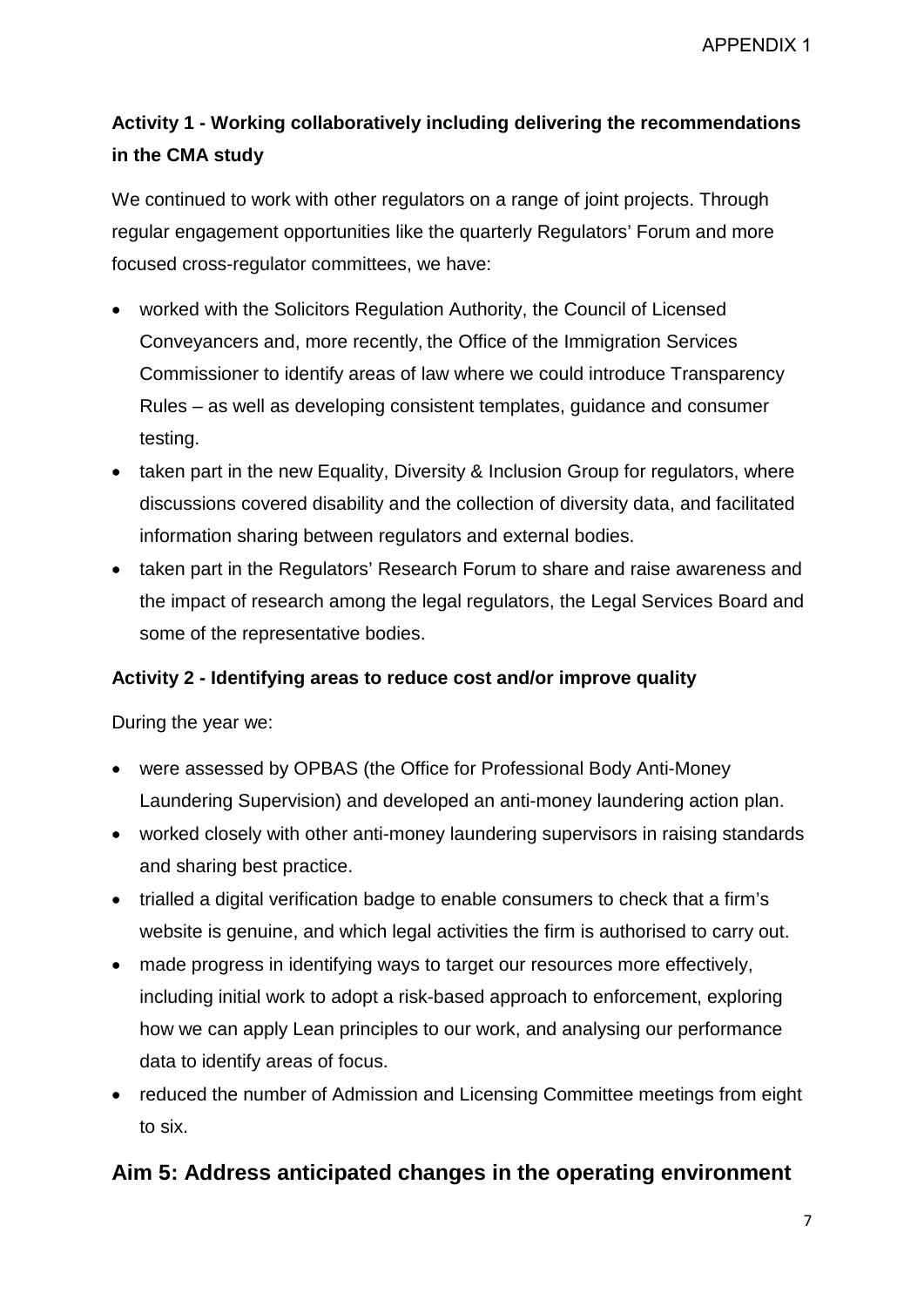**Activity 1 - Working collaboratively including delivering the recommendations in the CMA study**

We continued to work with other regulators on a range of joint projects. Through regular engagement opportunities like the quarterly Regulators' Forum and more focused cross-regulator committees, we have:

- worked with the Solicitors Regulation Authority, the Council of Licensed Conveyancers and, more recently, the Office of the Immigration Services Commissioner to identify areas of law where we could introduce Transparency Rules – as well as developing consistent templates, guidance and consumer testing.
- taken part in the new Equality, Diversity & Inclusion Group for regulators, where discussions covered disability and the collection of diversity data, and facilitated information sharing between regulators and external bodies.
- taken part in the Regulators' Research Forum to share and raise awareness and the impact of research among the legal regulators, the Legal Services Board and some of the representative bodies.

**Activity 2 - Identifying areas to reduce cost and/or improve quality**

During the year we:

- were assessed by OPBAS (the Office for Professional Body Anti-Money Laundering Supervision) and developed an anti-money laundering action plan.
- worked closely with other anti-money laundering supervisors in raising standards and sharing best practice.
- trialled a digital verification badge to enable consumers to check that a firm's website is genuine, and which legal activities the firm is authorised to carry out.
- made progress in identifying ways to target our resources more effectively, including initial work to adopt a risk-based approach to enforcement, exploring how we can apply Lean principles to our work, and analysing our performance data to identify areas of focus.
- reduced the number of Admission and Licensing Committee meetings from eight to six.

## Aim 5: Address anticipated changes in the operating environment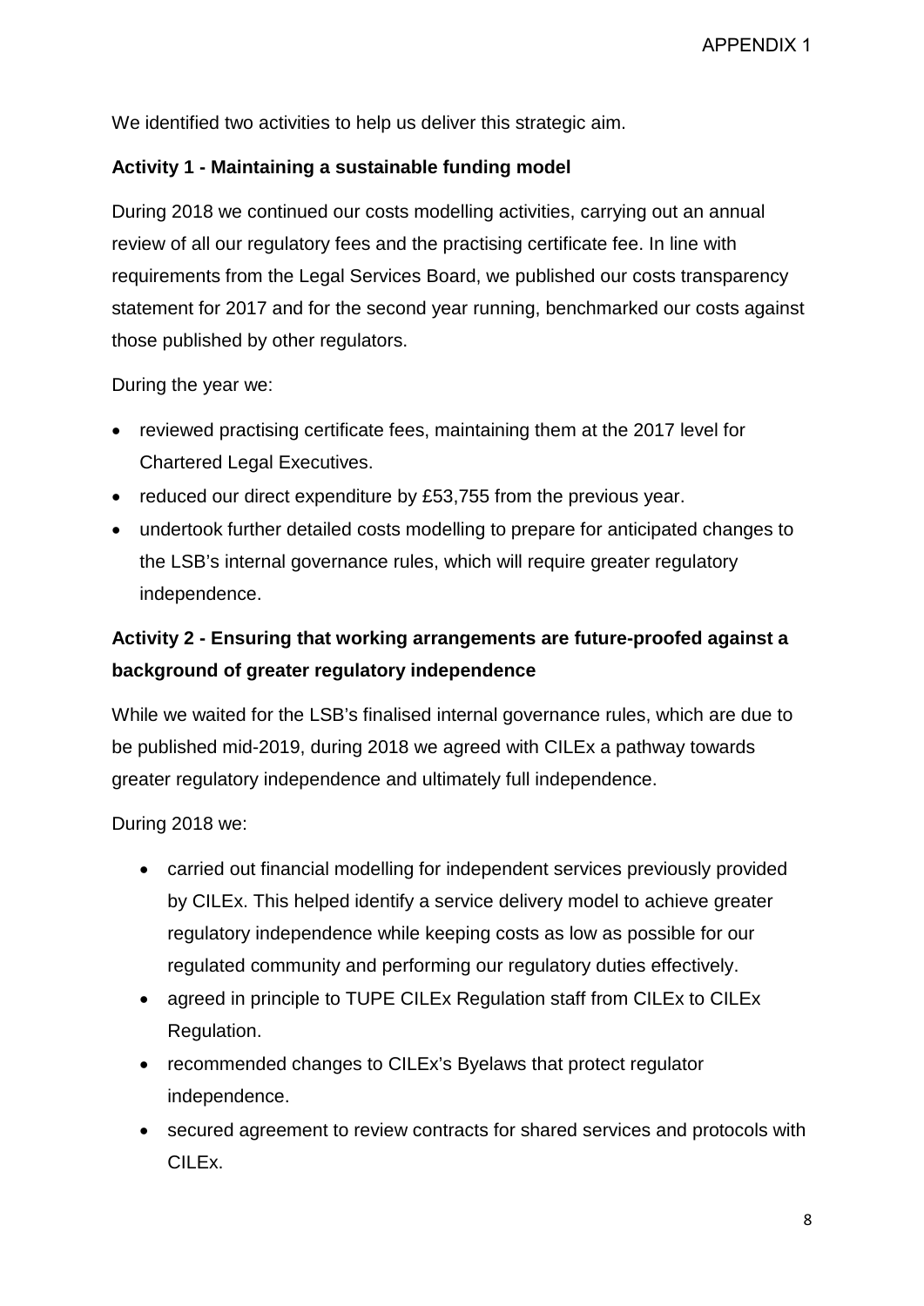We identified two activities to help us deliver this strategic aim.

**Activity 1 - Maintaining a sustainable funding model**

During 2018 we continued our costs modelling activities, carrying out an annual review of all our regulatory fees and the practising certificate fee. In line with requirements from the Legal Services Board, we published our costs transparency statement for 2017 and for the second year running, benchmarked our costs against those published by other regulators.

During the year we:

- reviewed practising certificate fees, maintaining them at the 2017 level for Chartered Legal Executives.
- reduced our direct expenditure by £53,755 from the previous year.
- undertook further detailed costs modelling to prepare for anticipated changes to the LSB's internal governance rules, which will require greater regulatory independence.

**Activity 2 - Ensuring that working arrangements are future-proofed against a background of greater regulatory independence**

While we waited for the LSB's finalised internal governance rules, which are due to be published mid-2019, during 2018 we agreed with CILEx a pathway towards greater regulatory independence and ultimately full independence.

During 2018 we:

- carried out financial modelling for independent services previously provided by CILEx. This helped identify a service delivery model to achieve greater regulatory independence while keeping costs as low as possible for our regulated community and performing our regulatory duties effectively.
- agreed in principle to TUPE CILEx Regulation staff from CILEx to CILEx Regulation.
- recommended changes to CILEx's Byelaws that protect regulator independence.
- secured agreement to review contracts for shared services and protocols with CILEx.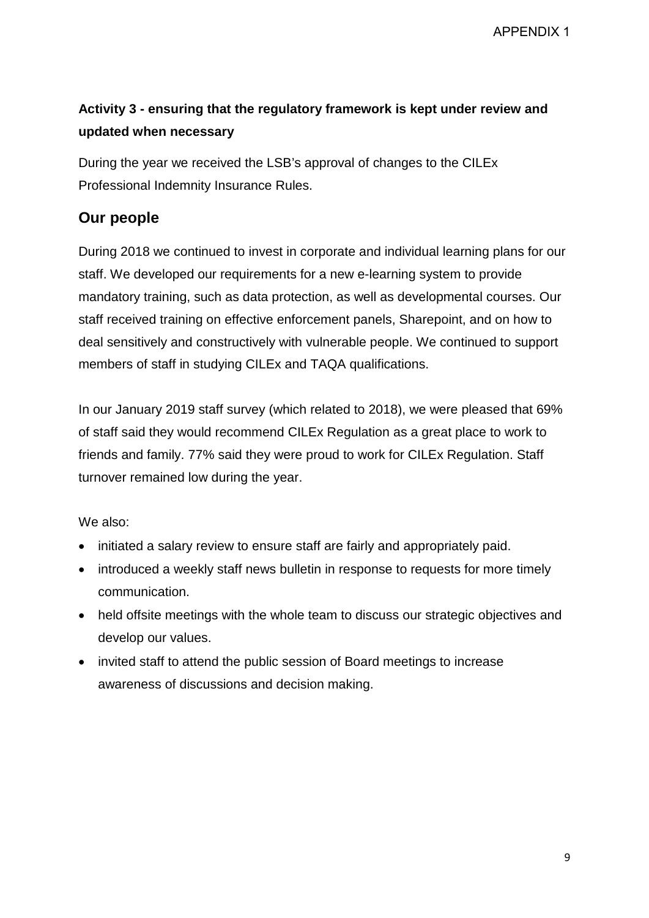**Activity 3 - ensuring that the regulatory framework is kept under review and updated when necessary**

During the year we received the LSB's approval of changes to the CILEx Professional Indemnity Insurance Rules.

## Our people

During 2018 we continued to invest in corporate and individual learning plans for our staff. We developed our requirements for a new e-learning system to provide mandatory training, such as data protection, as well as developmental courses. Our staff received training on effective enforcement panels, Sharepoint, and on how to deal sensitively and constructively with vulnerable people. We continued to support members of staff in studying CILEx and TAQA qualifications.

In our January 2019 staff survey (which related to 2018), we were pleased that 69% of staff said they would recommend CILEx Regulation as a great place to work to friends and family. 77% said they were proud to work for CILEx Regulation. Staff turnover remained low during the year.

We also:

- initiated a salary review to ensure staff are fairly and appropriately paid.
- introduced a weekly staff news bulletin in response to requests for more timely communication.
- held offsite meetings with the whole team to discuss our strategic objectives and develop our values.
- invited staff to attend the public session of Board meetings to increase awareness of discussions and decision making.